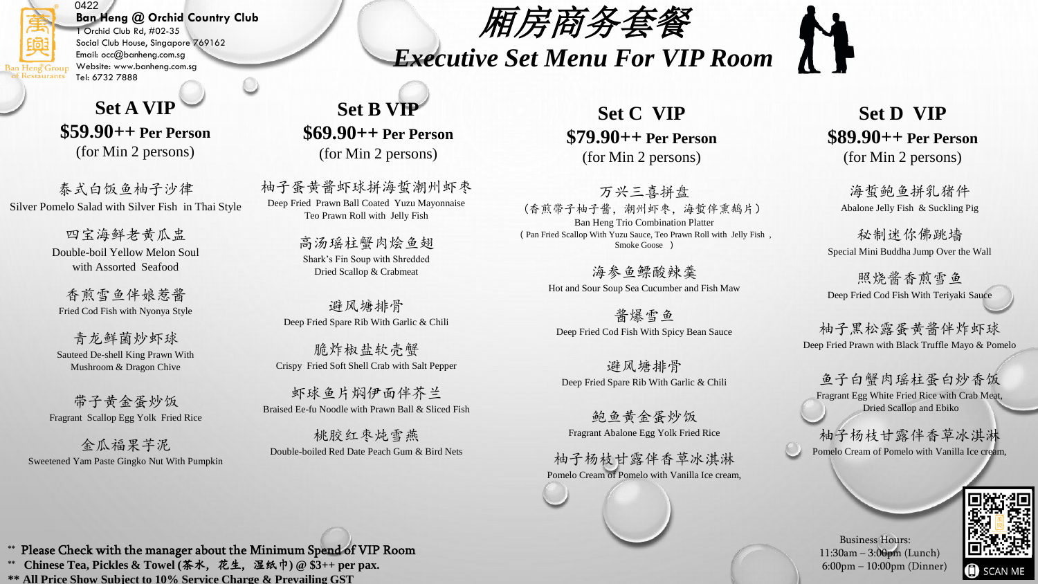0422

**Ban Heng @ Orchid Country Club**
1 Orchid Club Rd, #02-35
Social Club House, Singapore 769162
Email: occ@banheng.com.sg
Website: www.banheng.com.sg
Tel: 6732 7888

# *厢房商务套餐*
# *Executive Set Menu For VIP Room*

## Set A VIP
**$59.90++ Per Person**
(for Min 2 persons)

泰式白饭鱼柚子沙律
Silver Pomelo Salad with Silver Fish in Thai Style

四宝海鲜老黄瓜盅
Double-boil Yellow Melon Soul with Assorted Seafood

香煎雪鱼伴娘惹酱
Fried Cod Fish with Nyonya Style

青龙鲜菌炒虾球
Sauteed De-shell King Prawn With Mushroom & Dragon Chive

带子黄金蛋炒饭
Fragrant Scallop Egg Yolk Fried Rice

金瓜福果芋泥
Sweetened Yam Paste Gingko Nut With Pumpkin

## Set B VIP
**$69.90++ Per Person**
(for Min 2 persons)

柚子蛋黄酱虾球拼海蜇潮州虾枣
Deep Fried Prawn Ball Coated Yuzu Mayonnaise
Teo Prawn Roll with Jelly Fish

高汤瑶柱蟹肉烩鱼翅
Shark's Fin Soup with Shredded Dried Scallop & Crabmeat

避风塘排骨
Deep Fried Spare Rib With Garlic & Chili

脆炸椒盐软壳蟹
Crispy Fried Soft Shell Crab with Salt Pepper

虾球鱼片焖伊面伴芥兰
Braised Ee-fu Noodle with Prawn Ball & Sliced Fish

桃胶红枣炖雪燕
Double-boiled Red Date Peach Gum & Bird Nets

## Set C VIP
**$79.90++ Per Person**
(for Min 2 persons)

万兴三喜拼盘
（香煎带子柚子酱，潮州虾枣，海蜇伴熏鹅片）
Ban Heng Trio Combination Platter
( Pan Fried Scallop With Yuzu Sauce, Teo Prawn Roll with Jelly Fish , Smoke Goose )

海参鱼鳔酸辣羹
Hot and Sour Soup Sea Cucumber and Fish Maw

酱爆雪鱼
Deep Fried Cod Fish With Spicy Bean Sauce

避风塘排骨
Deep Fried Spare Rib With Garlic & Chili

鲍鱼黄金蛋炒饭
Fragrant Abalone Egg Yolk Fried Rice

柚子杨枝甘露伴香草冰淇淋
Pomelo Cream of Pomelo with Vanilla Ice cream,

## Set D VIP
**$89.90++ Per Person**
(for Min 2 persons)

海蜇鲍鱼拼乳猪件
Abalone Jelly Fish & Suckling Pig

秘制迷你佛跳墙
Special Mini Buddha Jump Over the Wall

照烧酱香煎雪鱼
Deep Fried Cod Fish With Teriyaki Sauce

柚子黑松露蛋黄酱伴炸虾球
Deep Fried Prawn with Black Truffle Mayo & Pomelo

鱼子白蟹肉瑶柱蛋白炒香饭
Fragrant Egg White Fried Rice with Crab Meat, Dried Scallop and Ebiko

柚子杨枝甘露伴香草冰淇淋
Pomelo Cream of Pomelo with Vanilla Ice cream,

---

\** Please Check with the manager about the Minimum Spend of VIP Room
\** **Chinese Tea, Pickles & Towel (茶水，花生，湿纸巾) @ $3++ per pax.**
\** **All Price Show Subject to 10% Service Charge & Prevailing GST**

Business Hours:
11:30am – 3:00pm (Lunch)
6:00pm – 10:00pm (Dinner)

SCAN ME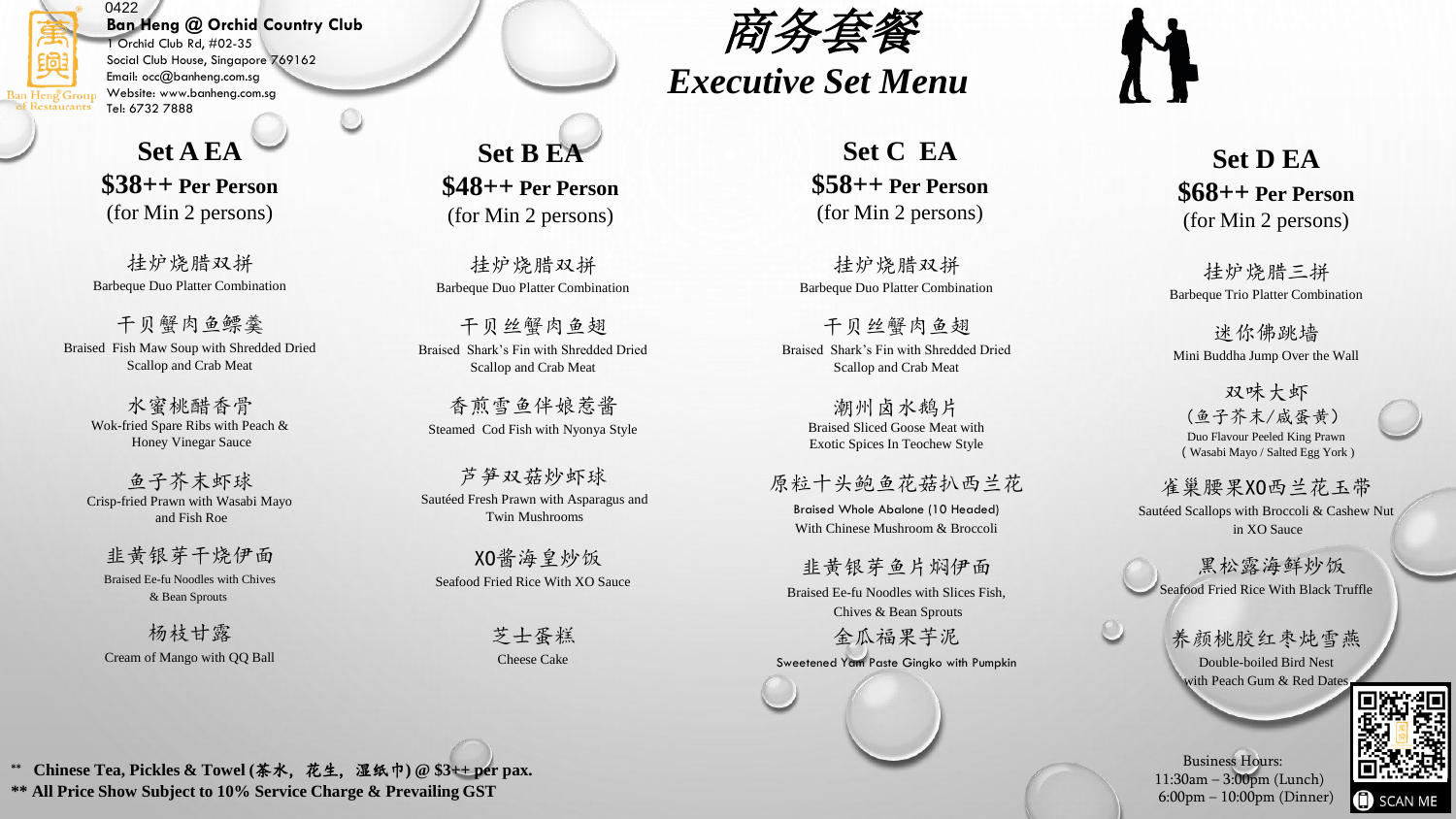0422

**Ban Heng @ Orchid Country Club**
1 Orchid Club Rd, #02-35
Social Club House, Singapore 769162
Email: occ@banheng.com.sg
Website: www.banheng.com.sg
Tel: 6732 7888

# *商务套餐*
# *Executive Set Menu*

## Set A EA
**$38++ Per Person**
(for Min 2 persons)

挂炉烧腊双拼
Barbeque Duo Platter Combination

干贝蟹肉鱼鳔羹
Braised Fish Maw Soup with Shredded Dried Scallop and Crab Meat

水蜜桃醋香骨
Wok-fried Spare Ribs with Peach & Honey Vinegar Sauce

鱼子芥末虾球
Crisp-fried Prawn with Wasabi Mayo and Fish Roe

韭黄银芽干烧伊面
Braised Ee-fu Noodles with Chives & Bean Sprouts

杨枝甘露
Cream of Mango with QQ Ball

## Set B EA
**$48++ Per Person**
(for Min 2 persons)

挂炉烧腊双拼
Barbeque Duo Platter Combination

干贝丝蟹肉鱼翅
Braised Shark's Fin with Shredded Dried Scallop and Crab Meat

香煎雪鱼伴娘惹酱
Steamed Cod Fish with Nyonya Style

芦笋双菇炒虾球
Sautéed Fresh Prawn with Asparagus and Twin Mushrooms

XO酱海皇炒饭
Seafood Fried Rice With XO Sauce

芝士蛋糕
Cheese Cake

## Set C EA
**$58++ Per Person**
(for Min 2 persons)

挂炉烧腊双拼
Barbeque Duo Platter Combination

干贝丝蟹肉鱼翅
Braised Shark's Fin with Shredded Dried Scallop and Crab Meat

潮州卤水鹅片
Braised Sliced Goose Meat with Exotic Spices In Teochew Style

原粒十头鲍鱼花菇扒西兰花
Braised Whole Abalone (10 Headed) With Chinese Mushroom & Broccoli

韭黄银芽鱼片焖伊面
Braised Ee-fu Noodles with Slices Fish, Chives & Bean Sprouts

金瓜福果芋泥
Sweetened Yam Paste Gingko with Pumpkin

## Set D EA
**$68++ Per Person**
(for Min 2 persons)

挂炉烧腊三拼
Barbeque Trio Platter Combination

迷你佛跳墙
Mini Buddha Jump Over the Wall

双味大虾
(鱼子芥末/咸蛋黄)
Duo Flavour Peeled King Prawn
( Wasabi Mayo / Salted Egg York )

雀巢腰果XO西兰花玉带
Sautéed Scallops with Broccoli & Cashew Nut in XO Sauce

黑松露海鲜炒饭
Seafood Fried Rice With Black Truffle

养颜桃胶红枣炖雪燕
Double-boiled Bird Nest with Peach Gum & Red Dates

**** Chinese Tea, Pickles & Towel (茶水，花生，湿纸巾) @ $3++ per pax.**
**** All Price Show Subject to 10% Service Charge & Prevailing GST**

Business Hours:
11:30am – 3:00pm (Lunch)
6:00pm – 10:00pm (Dinner)

SCAN ME